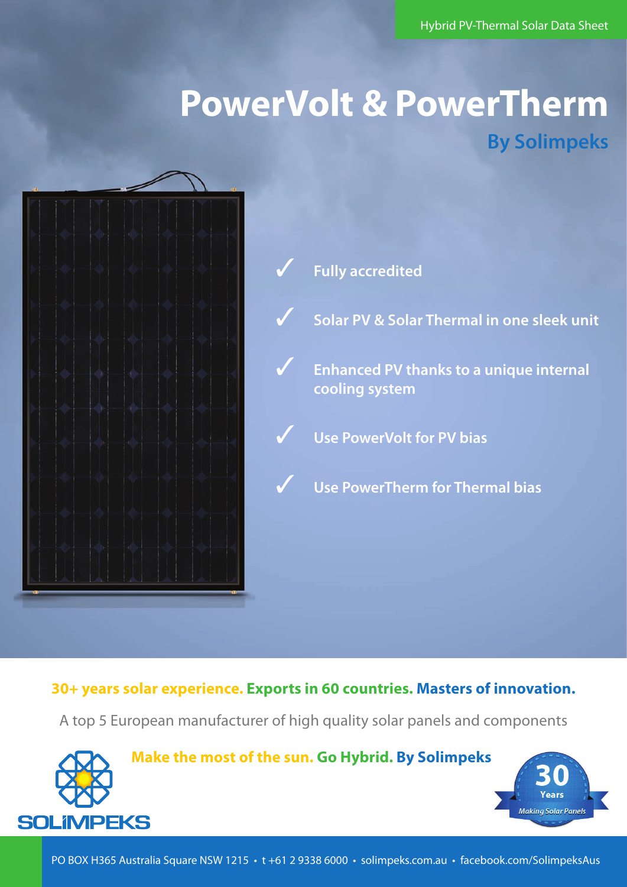Hybrid PV-Thermal Solar Data Sheet

# PowerVolt & PowerTherm

## By Solimpeks

- ✓ Fully accredited
- ✓ Solar PV & Solar Thermal in one sleek unit
- ✓ Enhanced PV thanks to a unique internal cooling system
- ✓ Use PowerVolt for PV bias
- ✓ Use PowerTherm for Thermal bias

**30+ years solar experience. Exports in 60 countries. Masters of innovation.**

A top 5 European manufacturer of high quality solar panels and components

**Make the most of the sun. Go Hybrid. By Solimpeks**

SOLIMPEKS

30 Years *Making Solar Panels*

PO BOX H365 Australia Square NSW 1215 • t +61 2 9338 6000 • solimpeks.com.au • facebook.com/SolimpeksAus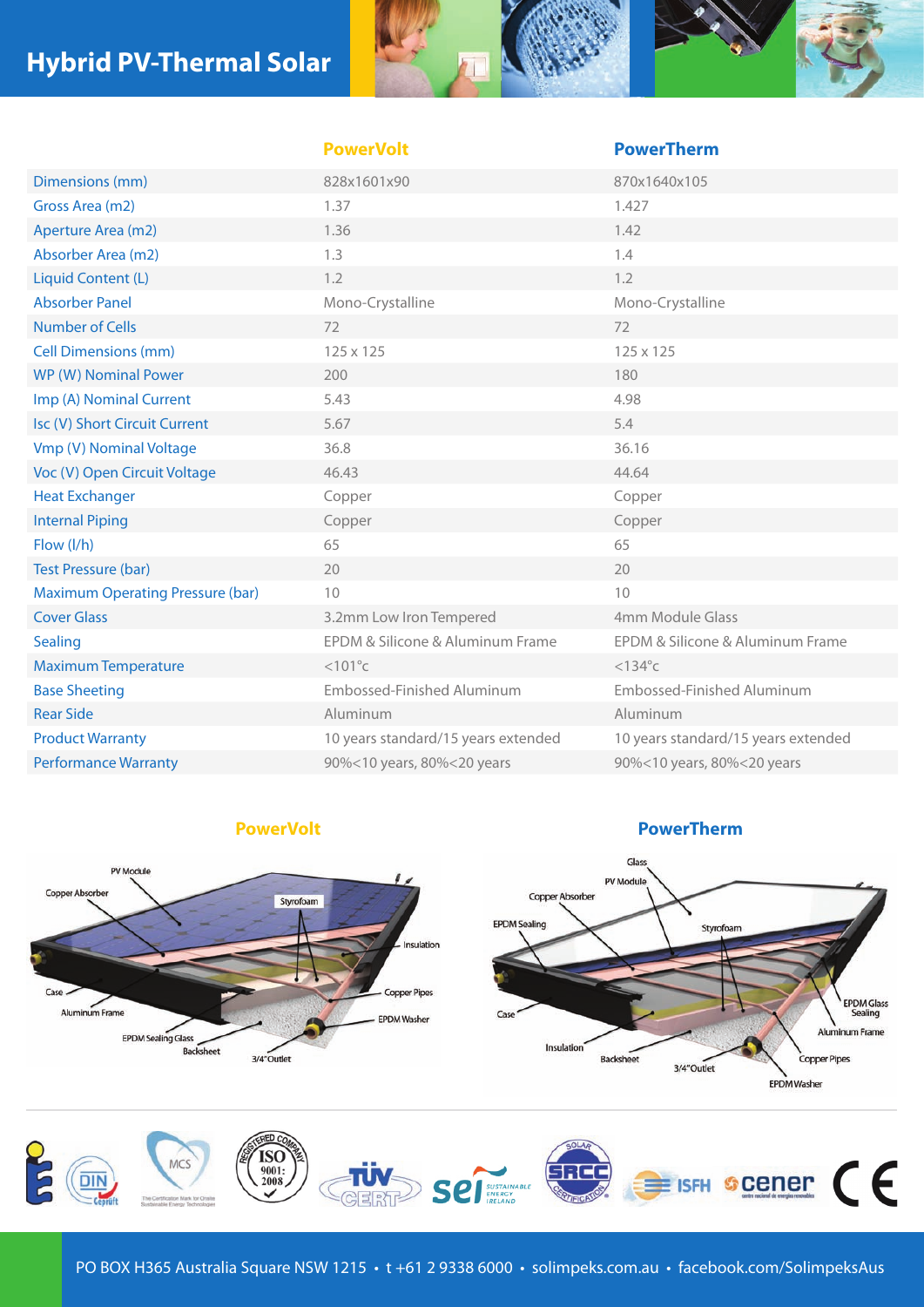# Hybrid PV-Thermal Solar

| | PowerVolt | PowerTherm |
|---|---|---|
| Dimensions (mm) | 828x1601x90 | 870x1640x105 |
| Gross Area (m2) | 1.37 | 1.427 |
| Aperture Area (m2) | 1.36 | 1.42 |
| Absorber Area (m2) | 1.3 | 1.4 |
| Liquid Content (L) | 1.2 | 1.2 |
| Absorber Panel | Mono-Crystalline | Mono-Crystalline |
| Number of Cells | 72 | 72 |
| Cell Dimensions (mm) | 125 x 125 | 125 x 125 |
| WP (W) Nominal Power | 200 | 180 |
| Imp (A) Nominal Current | 5.43 | 4.98 |
| Isc (V) Short Circuit Current | 5.67 | 5.4 |
| Vmp (V) Nominal Voltage | 36.8 | 36.16 |
| Voc (V) Open Circuit Voltage | 46.43 | 44.64 |
| Heat Exchanger | Copper | Copper |
| Internal Piping | Copper | Copper |
| Flow (l/h) | 65 | 65 |
| Test Pressure (bar) | 20 | 20 |
| Maximum Operating Pressure (bar) | 10 | 10 |
| Cover Glass | 3.2mm Low Iron Tempered | 4mm Module Glass |
| Sealing | EPDM & Silicone & Aluminum Frame | EPDM & Silicone & Aluminum Frame |
| Maximum Temperature | <101°c | <134°c |
| Base Sheeting | Embossed-Finished Aluminum | Embossed-Finished Aluminum |
| Rear Side | Aluminum | Aluminum |
| Product Warranty | 10 years standard/15 years extended | 10 years standard/15 years extended |
| Performance Warranty | 90%<10 years, 80%<20 years | 90%<10 years, 80%<20 years |

## PowerVolt

PV Module
Copper Absorber
Styrofoam
Insulation
Case
Copper Pipes
Aluminum Frame
EPDM Washer
EPDM Sealing Glass
Backsheet
3/4"Outlet

## PowerTherm

Glass
PV Module
Copper Absorber
EPDM Sealing
Styrofoam
Case
EPDM Glass Sealing
Aluminum Frame
Insulation
Backsheet
3/4"Outlet
Copper Pipes
EPDM Washer

PO BOX H365 Australia Square NSW 1215 • t +61 2 9338 6000 • solimpeks.com.au • facebook.com/SolimpeksAus